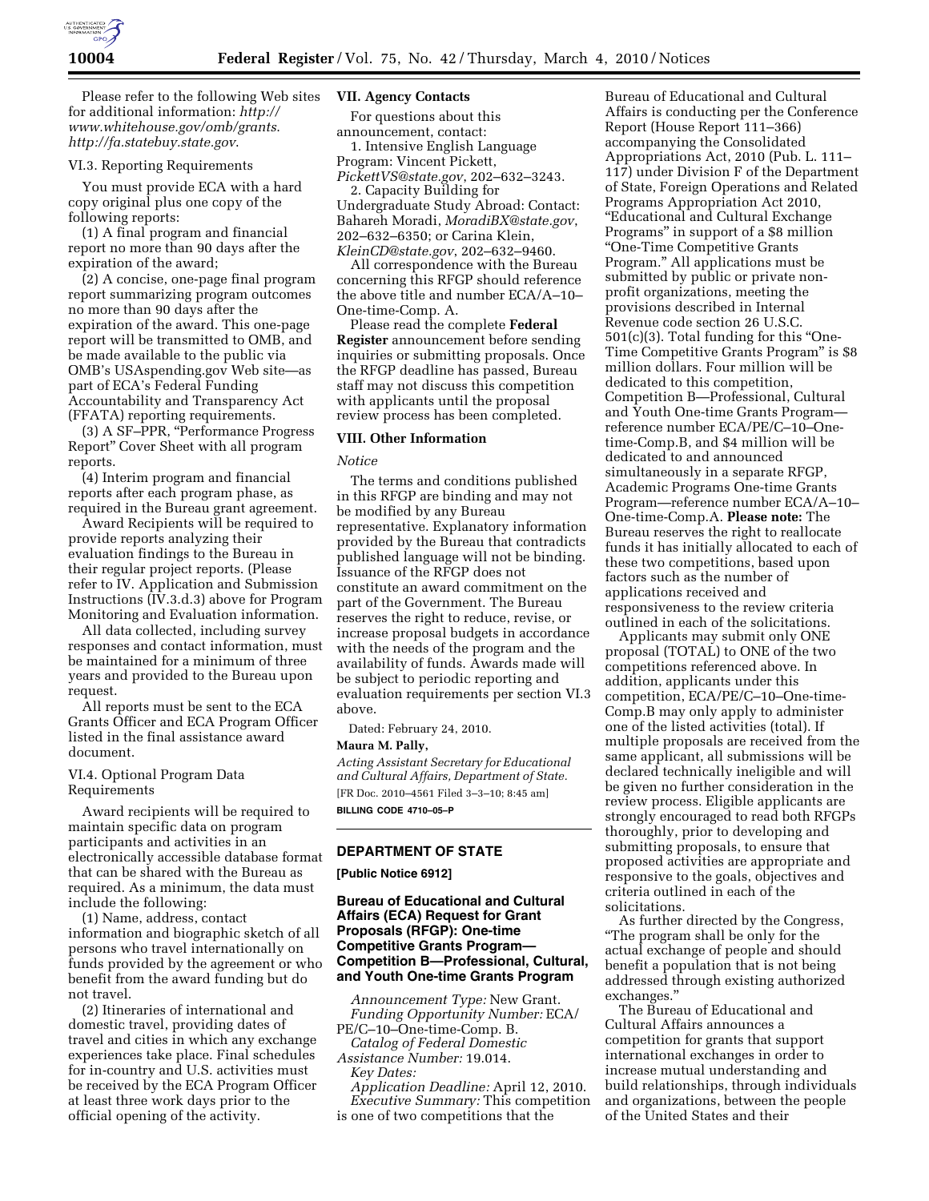Please refer to the following Web sites for additional information: *http://www.whitehouse.gov/omb/grants*. *http://fa.statebuy.state.gov*.

VI.3. Reporting Requirements

You must provide ECA with a hard copy original plus one copy of the following reports:

(1) A final program and financial report no more than 90 days after the expiration of the award;

(2) A concise, one-page final program report summarizing program outcomes no more than 90 days after the expiration of the award. This one-page report will be transmitted to OMB, and be made available to the public via OMB's USAspending.gov Web site—as part of ECA's Federal Funding Accountability and Transparency Act (FFATA) reporting requirements.

(3) A SF–PPR, "Performance Progress Report" Cover Sheet with all program reports.

(4) Interim program and financial reports after each program phase, as required in the Bureau grant agreement.

Award Recipients will be required to provide reports analyzing their evaluation findings to the Bureau in their regular project reports. (Please refer to IV. Application and Submission Instructions (IV.3.d.3) above for Program Monitoring and Evaluation information.

All data collected, including survey responses and contact information, must be maintained for a minimum of three years and provided to the Bureau upon request.

All reports must be sent to the ECA Grants Officer and ECA Program Officer listed in the final assistance award document.

VI.4. Optional Program Data Requirements

Award recipients will be required to maintain specific data on program participants and activities in an electronically accessible database format that can be shared with the Bureau as required. As a minimum, the data must include the following:

(1) Name, address, contact information and biographic sketch of all persons who travel internationally on funds provided by the agreement or who benefit from the award funding but do not travel.

(2) Itineraries of international and domestic travel, providing dates of travel and cities in which any exchange experiences take place. Final schedules for in-country and U.S. activities must be received by the ECA Program Officer at least three work days prior to the official opening of the activity.

## VII. Agency Contacts

For questions about this announcement, contact:

1. Intensive English Language Program: Vincent Pickett, *PickettVS@state.gov*, 202–632–3243.

2. Capacity Building for Undergraduate Study Abroad: Contact: Bahareh Moradi, *MoradiBX@state.gov*, 202–632–6350; or Carina Klein, *KleinCD@state.gov*, 202–632–9460.

All correspondence with the Bureau concerning this RFGP should reference the above title and number ECA/A–10–One-time-Comp. A.

Please read the complete **Federal Register** announcement before sending inquiries or submitting proposals. Once the RFGP deadline has passed, Bureau staff may not discuss this competition with applicants until the proposal review process has been completed.

## VIII. Other Information

*Notice*

The terms and conditions published in this RFGP are binding and may not be modified by any Bureau representative. Explanatory information provided by the Bureau that contradicts published language will not be binding. Issuance of the RFGP does not constitute an award commitment on the part of the Government. The Bureau reserves the right to reduce, revise, or increase proposal budgets in accordance with the needs of the program and the availability of funds. Awards made will be subject to periodic reporting and evaluation requirements per section VI.3 above.

Dated: February 24, 2010.

**Maura M. Pally,**

*Acting Assistant Secretary for Educational and Cultural Affairs, Department of State.*

[FR Doc. 2010–4561 Filed 3–3–10; 8:45 am]

**BILLING CODE 4710–05–P**

---

## DEPARTMENT OF STATE

**[Public Notice 6912]**

### Bureau of Educational and Cultural Affairs (ECA) Request for Grant Proposals (RFGP): One-time Competitive Grants Program—Competition B—Professional, Cultural, and Youth One-time Grants Program

*Announcement Type:* New Grant.

*Funding Opportunity Number:* ECA/PE/C–10–One-time-Comp. B.

*Catalog of Federal Domestic Assistance Number:* 19.014.

*Key Dates:*

*Application Deadline:* April 12, 2010.

*Executive Summary:* This competition is one of two competitions that the Bureau of Educational and Cultural Affairs is conducting per the Conference Report (House Report 111–366) accompanying the Consolidated Appropriations Act, 2010 (Pub. L. 111–117) under Division F of the Department of State, Foreign Operations and Related Programs Appropriation Act 2010, "Educational and Cultural Exchange Programs" in support of a $8 million "One-Time Competitive Grants Program." All applications must be submitted by public or private non-profit organizations, meeting the provisions described in Internal Revenue code section 26 U.S.C. 501(c)(3). Total funding for this "One-Time Competitive Grants Program" is $8 million dollars. Four million will be dedicated to this competition, Competition B—Professional, Cultural and Youth One-time Grants Program—reference number ECA/PE/C–10–One-time-Comp.B, and $4 million will be dedicated to and announced simultaneously in a separate RFGP, Academic Programs One-time Grants Program—reference number ECA/A–10–One-time-Comp.A. **Please note:** The Bureau reserves the right to reallocate funds it has initially allocated to each of these two competitions, based upon factors such as the number of applications received and responsiveness to the review criteria outlined in each of the solicitations.

Applicants may submit only ONE proposal (TOTAL) to ONE of the two competitions referenced above. In addition, applicants under this competition, ECA/PE/C–10–One-time-Comp.B may only apply to administer one of the listed activities (total). If multiple proposals are received from the same applicant, all submissions will be declared technically ineligible and will be given no further consideration in the review process. Eligible applicants are strongly encouraged to read both RFGPs thoroughly, prior to developing and submitting proposals, to ensure that proposed activities are appropriate and responsive to the goals, objectives and criteria outlined in each of the solicitations.

As further directed by the Congress, "The program shall be only for the actual exchange of people and should benefit a population that is not being addressed through existing authorized exchanges."

The Bureau of Educational and Cultural Affairs announces a competition for grants that support international exchanges in order to increase mutual understanding and build relationships, through individuals and organizations, between the people of the United States and their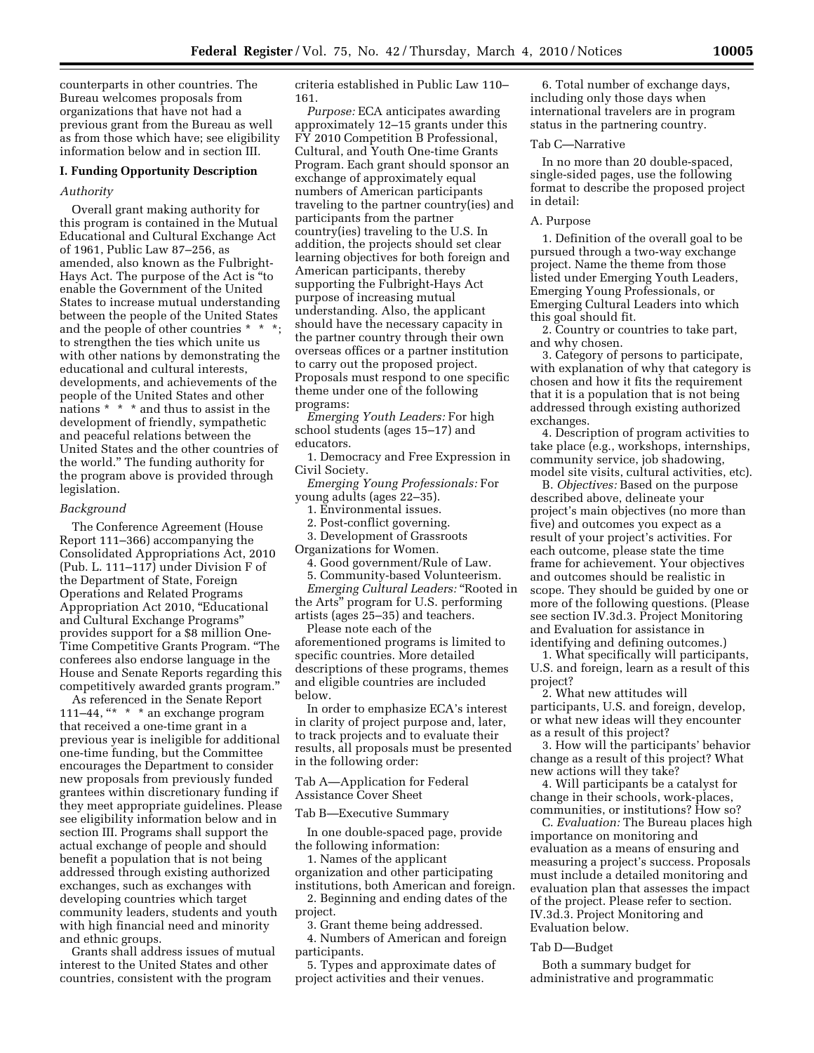counterparts in other countries. The Bureau welcomes proposals from organizations that have not had a previous grant from the Bureau as well as from those which have; see eligibility information below and in section III.

## I. Funding Opportunity Description

### *Authority*

Overall grant making authority for this program is contained in the Mutual Educational and Cultural Exchange Act of 1961, Public Law 87–256, as amended, also known as the Fulbright-Hays Act. The purpose of the Act is "to enable the Government of the United States to increase mutual understanding between the people of the United States and the people of other countries * * *; to strengthen the ties which unite us with other nations by demonstrating the educational and cultural interests, developments, and achievements of the people of the United States and other nations * * * and thus to assist in the development of friendly, sympathetic and peaceful relations between the United States and the other countries of the world." The funding authority for the program above is provided through legislation.

### *Background*

The Conference Agreement (House Report 111–366) accompanying the Consolidated Appropriations Act, 2010 (Pub. L. 111–117) under Division F of the Department of State, Foreign Operations and Related Programs Appropriation Act 2010, "Educational and Cultural Exchange Programs" provides support for a $8 million One-Time Competitive Grants Program. "The conferees also endorse language in the House and Senate Reports regarding this competitively awarded grants program."

As referenced in the Senate Report 111–44, "* * * an exchange program that received a one-time grant in a previous year is ineligible for additional one-time funding, but the Committee encourages the Department to consider new proposals from previously funded grantees within discretionary funding if they meet appropriate guidelines. Please see eligibility information below and in section III. Programs shall support the actual exchange of people and should benefit a population that is not being addressed through existing authorized exchanges, such as exchanges with developing countries which target community leaders, students and youth with high financial need and minority and ethnic groups.

Grants shall address issues of mutual interest to the United States and other countries, consistent with the program criteria established in Public Law 110–161.

*Purpose:* ECA anticipates awarding approximately 12–15 grants under this FY 2010 Competition B Professional, Cultural, and Youth One-time Grants Program. Each grant should sponsor an exchange of approximately equal numbers of American participants traveling to the partner country(ies) and participants from the partner country(ies) traveling to the U.S. In addition, the projects should set clear learning objectives for both foreign and American participants, thereby supporting the Fulbright-Hays Act purpose of increasing mutual understanding. Also, the applicant should have the necessary capacity in the partner country through their own overseas offices or a partner institution to carry out the proposed project. Proposals must respond to one specific theme under one of the following programs:

*Emerging Youth Leaders:* For high school students (ages 15–17) and educators.

1. Democracy and Free Expression in Civil Society.

*Emerging Young Professionals:* For young adults (ages 22–35).

1. Environmental issues.
2. Post-conflict governing.
3. Development of Grassroots Organizations for Women.
4. Good government/Rule of Law.
5. Community-based Volunteerism.

*Emerging Cultural Leaders:* "Rooted in the Arts" program for U.S. performing artists (ages 25–35) and teachers.

Please note each of the aforementioned programs is limited to specific countries. More detailed descriptions of these programs, themes and eligible countries are included below.

In order to emphasize ECA's interest in clarity of project purpose and, later, to track projects and to evaluate their results, all proposals must be presented in the following order:

Tab A—Application for Federal Assistance Cover Sheet

Tab B—Executive Summary

In one double-spaced page, provide the following information:

1. Names of the applicant organization and other participating institutions, both American and foreign.
2. Beginning and ending dates of the project.
3. Grant theme being addressed.
4. Numbers of American and foreign participants.
5. Types and approximate dates of project activities and their venues.
6. Total number of exchange days, including only those days when international travelers are in program status in the partnering country.

Tab C—Narrative

In no more than 20 double-spaced, single-sided pages, use the following format to describe the proposed project in detail:

A. Purpose

1. Definition of the overall goal to be pursued through a two-way exchange project. Name the theme from those listed under Emerging Youth Leaders, Emerging Young Professionals, or Emerging Cultural Leaders into which this goal should fit.
2. Country or countries to take part, and why chosen.
3. Category of persons to participate, with explanation of why that category is chosen and how it fits the requirement that it is a population that is not being addressed through existing authorized exchanges.
4. Description of program activities to take place (e.g., workshops, internships, community service, job shadowing, model site visits, cultural activities, etc).

B. *Objectives:* Based on the purpose described above, delineate your project's main objectives (no more than five) and outcomes you expect as a result of your project's activities. For each outcome, please state the time frame for achievement. Your objectives and outcomes should be realistic in scope. They should be guided by one or more of the following questions. (Please see section IV.3d.3. Project Monitoring and Evaluation for assistance in identifying and defining outcomes.)

1. What specifically will participants, U.S. and foreign, learn as a result of this project?
2. What new attitudes will participants, U.S. and foreign, develop, or what new ideas will they encounter as a result of this project?
3. How will the participants' behavior change as a result of this project? What new actions will they take?
4. Will participants be a catalyst for change in their schools, work-places, communities, or institutions? How so?

C. *Evaluation:* The Bureau places high importance on monitoring and evaluation as a means of ensuring and measuring a project's success. Proposals must include a detailed monitoring and evaluation plan that assesses the impact of the project. Please refer to section. IV.3d.3. Project Monitoring and Evaluation below.

Tab D—Budget

Both a summary budget for administrative and programmatic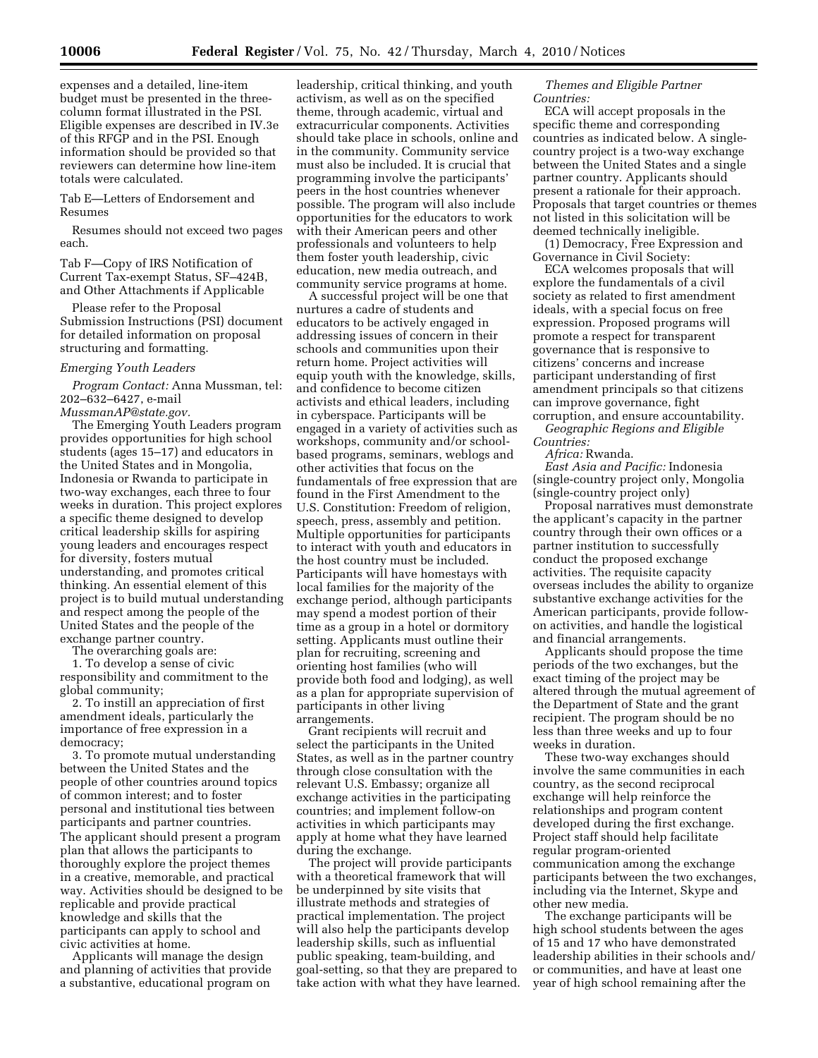expenses and a detailed, line-item budget must be presented in the three-column format illustrated in the PSI. Eligible expenses are described in IV.3e of this RFGP and in the PSI. Enough information should be provided so that reviewers can determine how line-item totals were calculated.

Tab E—Letters of Endorsement and Resumes

Resumes should not exceed two pages each.

Tab F—Copy of IRS Notification of Current Tax-exempt Status, SF–424B, and Other Attachments if Applicable

Please refer to the Proposal Submission Instructions (PSI) document for detailed information on proposal structuring and formatting.

*Emerging Youth Leaders*

*Program Contact:* Anna Mussman, tel: 202–632–6427, e-mail *MussmanAP@state.gov.*

The Emerging Youth Leaders program provides opportunities for high school students (ages 15–17) and educators in the United States and in Mongolia, Indonesia or Rwanda to participate in two-way exchanges, each three to four weeks in duration. This project explores a specific theme designed to develop critical leadership skills for aspiring young leaders and encourages respect for diversity, fosters mutual understanding, and promotes critical thinking. An essential element of this project is to build mutual understanding and respect among the people of the United States and the people of the exchange partner country.

The overarching goals are:

1. To develop a sense of civic responsibility and commitment to the global community;

2. To instill an appreciation of first amendment ideals, particularly the importance of free expression in a democracy;

3. To promote mutual understanding between the United States and the people of other countries around topics of common interest; and to foster personal and institutional ties between participants and partner countries.

The applicant should present a program plan that allows the participants to thoroughly explore the project themes in a creative, memorable, and practical way. Activities should be designed to be replicable and provide practical knowledge and skills that the participants can apply to school and civic activities at home.

Applicants will manage the design and planning of activities that provide a substantive, educational program on leadership, critical thinking, and youth activism, as well as on the specified theme, through academic, virtual and extracurricular components. Activities should take place in schools, online and in the community. Community service must also be included. It is crucial that programming involve the participants' peers in the host countries whenever possible. The program will also include opportunities for the educators to work with their American peers and other professionals and volunteers to help them foster youth leadership, civic education, new media outreach, and community service programs at home.

A successful project will be one that nurtures a cadre of students and educators to be actively engaged in addressing issues of concern in their schools and communities upon their return home. Project activities will equip youth with the knowledge, skills, and confidence to become citizen activists and ethical leaders, including in cyberspace. Participants will be engaged in a variety of activities such as workshops, community and/or school-based programs, seminars, weblogs and other activities that focus on the fundamentals of free expression that are found in the First Amendment to the U.S. Constitution: Freedom of religion, speech, press, assembly and petition. Multiple opportunities for participants to interact with youth and educators in the host country must be included. Participants will have homestays with local families for the majority of the exchange period, although participants may spend a modest portion of their time as a group in a hotel or dormitory setting. Applicants must outline their plan for recruiting, screening and orienting host families (who will provide both food and lodging), as well as a plan for appropriate supervision of participants in other living arrangements.

Grant recipients will recruit and select the participants in the United States, as well as in the partner country through close consultation with the relevant U.S. Embassy; organize all exchange activities in the participating countries; and implement follow-on activities in which participants may apply at home what they have learned during the exchange.

The project will provide participants with a theoretical framework that will be underpinned by site visits that illustrate methods and strategies of practical implementation. The project will also help the participants develop leadership skills, such as influential public speaking, team-building, and goal-setting, so that they are prepared to take action with what they have learned.

*Themes and Eligible Partner Countries:*

ECA will accept proposals in the specific theme and corresponding countries as indicated below. A single-country project is a two-way exchange between the United States and a single partner country. Applicants should present a rationale for their approach. Proposals that target countries or themes not listed in this solicitation will be deemed technically ineligible.

(1) Democracy, Free Expression and Governance in Civil Society:

ECA welcomes proposals that will explore the fundamentals of a civil society as related to first amendment ideals, with a special focus on free expression. Proposed programs will promote a respect for transparent governance that is responsive to citizens' concerns and increase participant understanding of first amendment principals so that citizens can improve governance, fight corruption, and ensure accountability.

*Geographic Regions and Eligible Countries:*

*Africa:* Rwanda.

*East Asia and Pacific:* Indonesia (single-country project only, Mongolia (single-country project only)

Proposal narratives must demonstrate the applicant's capacity in the partner country through their own offices or a partner institution to successfully conduct the proposed exchange activities. The requisite capacity overseas includes the ability to organize substantive exchange activities for the American participants, provide follow-on activities, and handle the logistical and financial arrangements.

Applicants should propose the time periods of the two exchanges, but the exact timing of the project may be altered through the mutual agreement of the Department of State and the grant recipient. The program should be no less than three weeks and up to four weeks in duration.

These two-way exchanges should involve the same communities in each country, as the second reciprocal exchange will help reinforce the relationships and program content developed during the first exchange. Project staff should help facilitate regular program-oriented communication among the exchange participants between the two exchanges, including via the Internet, Skype and other new media.

The exchange participants will be high school students between the ages of 15 and 17 who have demonstrated leadership abilities in their schools and/or communities, and have at least one year of high school remaining after the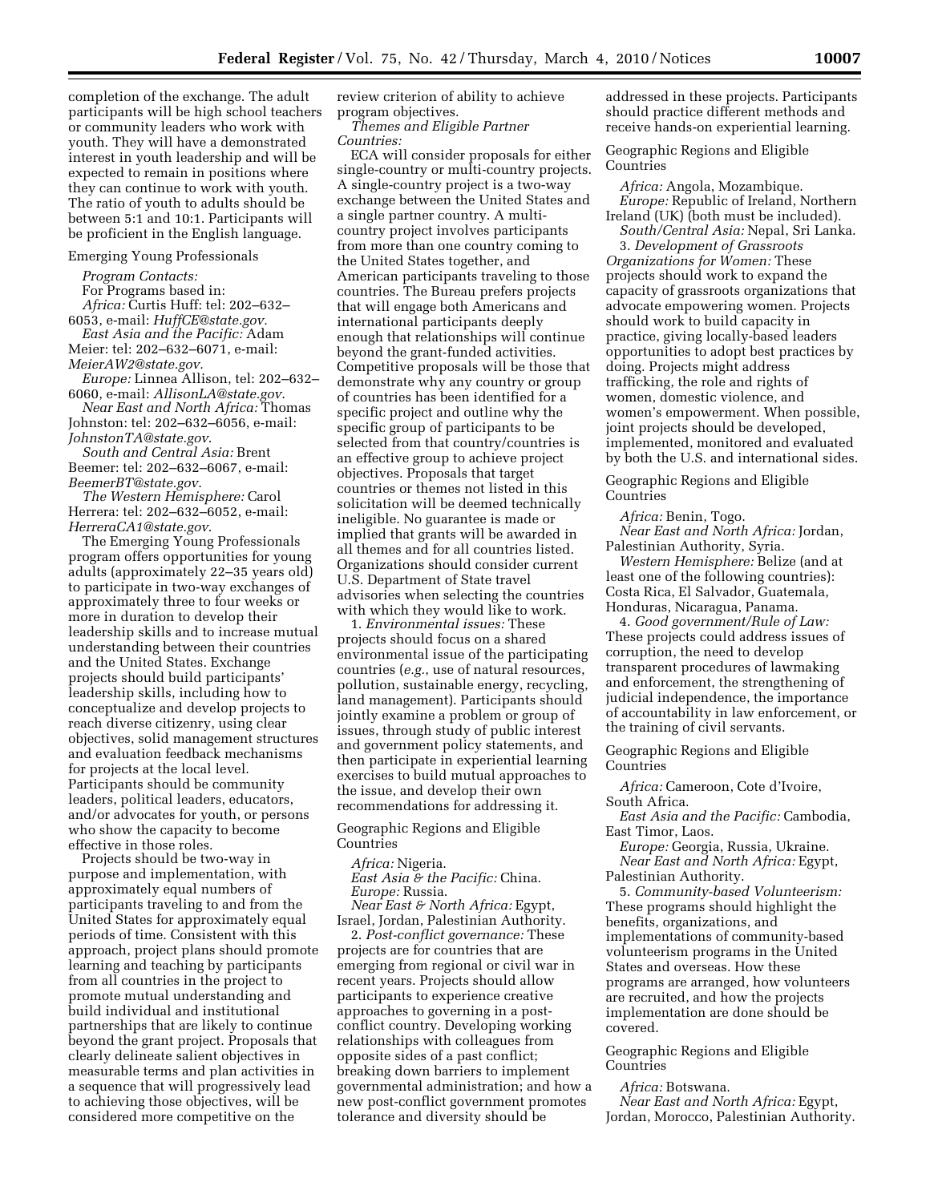completion of the exchange. The adult participants will be high school teachers or community leaders who work with youth. They will have a demonstrated interest in youth leadership and will be expected to remain in positions where they can continue to work with youth. The ratio of youth to adults should be between 5:1 and 10:1. Participants will be proficient in the English language.

Emerging Young Professionals

*Program Contacts:*
For Programs based in:
*Africa:* Curtis Huff: tel: 202–632–6053, e-mail: *HuffCE@state.gov*.
*East Asia and the Pacific:* Adam Meier: tel: 202–632–6071, e-mail: *MeierAW2@state.gov*.
*Europe:* Linnea Allison, tel: 202–632–6060, e-mail: *AllisonLA@state.gov*.
*Near East and North Africa:* Thomas Johnston: tel: 202–632–6056, e-mail: *JohnstonTA@state.gov*.
*South and Central Asia:* Brent Beemer: tel: 202–632–6067, e-mail: *BeemerBT@state.gov*.
*The Western Hemisphere:* Carol Herrera: tel: 202–632–6052, e-mail: *HerreraCA1@state.gov*.

The Emerging Young Professionals program offers opportunities for young adults (approximately 22–35 years old) to participate in two-way exchanges of approximately three to four weeks or more in duration to develop their leadership skills and to increase mutual understanding between their countries and the United States. Exchange projects should build participants' leadership skills, including how to conceptualize and develop projects to reach diverse citizenry, using clear objectives, solid management structures and evaluation feedback mechanisms for projects at the local level. Participants should be community leaders, political leaders, educators, and/or advocates for youth, or persons who show the capacity to become effective in those roles.

Projects should be two-way in purpose and implementation, with approximately equal numbers of participants traveling to and from the United States for approximately equal periods of time. Consistent with this approach, project plans should promote learning and teaching by participants from all countries in the project to promote mutual understanding and build individual and institutional partnerships that are likely to continue beyond the grant project. Proposals that clearly delineate salient objectives in measurable terms and plan activities in a sequence that will progressively lead to achieving those objectives, will be considered more competitive on the review criterion of ability to achieve program objectives.

*Themes and Eligible Partner Countries:*

ECA will consider proposals for either single-country or multi-country projects. A single-country project is a two-way exchange between the United States and a single partner country. A multi-country project involves participants from more than one country coming to the United States together, and American participants traveling to those countries. The Bureau prefers projects that will engage both Americans and international participants deeply enough that relationships will continue beyond the grant-funded activities. Competitive proposals will be those that demonstrate why any country or group of countries has been identified for a specific project and outline why the specific group of participants to be selected from that country/countries is an effective group to achieve project objectives. Proposals that target countries or themes not listed in this solicitation will be deemed technically ineligible. No guarantee is made or implied that grants will be awarded in all themes and for all countries listed. Organizations should consider current U.S. Department of State travel advisories when selecting the countries with which they would like to work.

1. *Environmental issues:* These projects should focus on a shared environmental issue of the participating countries (*e.g.*, use of natural resources, pollution, sustainable energy, recycling, land management). Participants should jointly examine a problem or group of issues, through study of public interest and government policy statements, and then participate in experiential learning exercises to build mutual approaches to the issue, and develop their own recommendations for addressing it.

Geographic Regions and Eligible Countries

*Africa:* Nigeria.
*East Asia & the Pacific:* China.
*Europe:* Russia.
*Near East & North Africa:* Egypt, Israel, Jordan, Palestinian Authority.

2. *Post-conflict governance:* These projects are for countries that are emerging from regional or civil war in recent years. Projects should allow participants to experience creative approaches to governing in a post-conflict country. Developing working relationships with colleagues from opposite sides of a past conflict; breaking down barriers to implement governmental administration; and how a new post-conflict government promotes tolerance and diversity should be addressed in these projects. Participants should practice different methods and receive hands-on experiential learning.

Geographic Regions and Eligible Countries

*Africa:* Angola, Mozambique.
*Europe:* Republic of Ireland, Northern Ireland (UK) (both must be included).
*South/Central Asia:* Nepal, Sri Lanka.

3. *Development of Grassroots Organizations for Women:* These projects should work to expand the capacity of grassroots organizations that advocate empowering women. Projects should work to build capacity in practice, giving locally-based leaders opportunities to adopt best practices by doing. Projects might address trafficking, the role and rights of women, domestic violence, and women's empowerment. When possible, joint projects should be developed, implemented, monitored and evaluated by both the U.S. and international sides.

Geographic Regions and Eligible Countries

*Africa:* Benin, Togo.
*Near East and North Africa:* Jordan, Palestinian Authority, Syria.
*Western Hemisphere:* Belize (and at least one of the following countries): Costa Rica, El Salvador, Guatemala, Honduras, Nicaragua, Panama.

4. *Good government/Rule of Law:* These projects could address issues of corruption, the need to develop transparent procedures of lawmaking and enforcement, the strengthening of judicial independence, the importance of accountability in law enforcement, or the training of civil servants.

Geographic Regions and Eligible Countries

*Africa:* Cameroon, Cote d'Ivoire, South Africa.
*East Asia and the Pacific:* Cambodia, East Timor, Laos.
*Europe:* Georgia, Russia, Ukraine.
*Near East and North Africa:* Egypt, Palestinian Authority.

5. *Community-based Volunteerism:* These programs should highlight the benefits, organizations, and implementations of community-based volunteerism programs in the United States and overseas. How these programs are arranged, how volunteers are recruited, and how the projects implementation are done should be covered.

Geographic Regions and Eligible Countries

*Africa:* Botswana.
*Near East and North Africa:* Egypt, Jordan, Morocco, Palestinian Authority.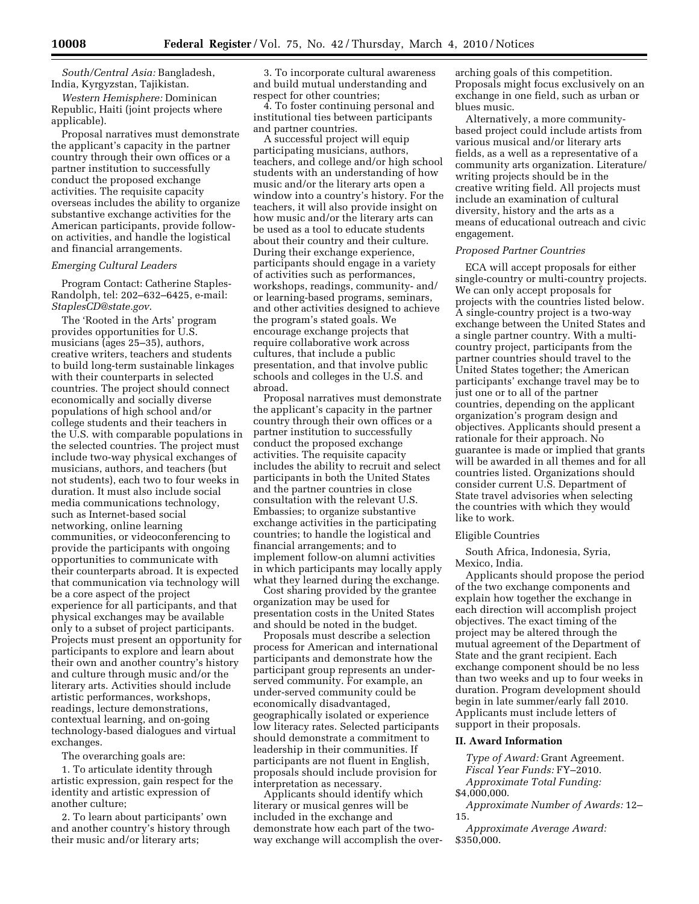*South/Central Asia:* Bangladesh, India, Kyrgyzstan, Tajikistan.

*Western Hemisphere:* Dominican Republic, Haiti (joint projects where applicable).

Proposal narratives must demonstrate the applicant's capacity in the partner country through their own offices or a partner institution to successfully conduct the proposed exchange activities. The requisite capacity overseas includes the ability to organize substantive exchange activities for the American participants, provide follow-on activities, and handle the logistical and financial arrangements.

*Emerging Cultural Leaders*

Program Contact: Catherine Staples-Randolph, tel: 202–632–6425, e-mail: *StaplesCD@state.gov*.

The 'Rooted in the Arts' program provides opportunities for U.S. musicians (ages 25–35), authors, creative writers, teachers and students to build long-term sustainable linkages with their counterparts in selected countries. The project should connect economically and socially diverse populations of high school and/or college students and their teachers in the U.S. with comparable populations in the selected countries. The project must include two-way physical exchanges of musicians, authors, and teachers (but not students), each two to four weeks in duration. It must also include social media communications technology, such as Internet-based social networking, online learning communities, or videoconferencing to provide the participants with ongoing opportunities to communicate with their counterparts abroad. It is expected that communication via technology will be a core aspect of the project experience for all participants, and that physical exchanges may be available only to a subset of project participants. Projects must present an opportunity for participants to explore and learn about their own and another country's history and culture through music and/or the literary arts. Activities should include artistic performances, workshops, readings, lecture demonstrations, contextual learning, and on-going technology-based dialogues and virtual exchanges.

The overarching goals are:

1. To articulate identity through artistic expression, gain respect for the identity and artistic expression of another culture;

2. To learn about participants' own and another country's history through their music and/or literary arts;

3. To incorporate cultural awareness and build mutual understanding and respect for other countries;

4. To foster continuing personal and institutional ties between participants and partner countries.

A successful project will equip participating musicians, authors, teachers, and college and/or high school students with an understanding of how music and/or the literary arts open a window into a country's history. For the teachers, it will also provide insight on how music and/or the literary arts can be used as a tool to educate students about their country and their culture. During their exchange experience, participants should engage in a variety of activities such as performances, workshops, readings, community- and/or learning-based programs, seminars, and other activities designed to achieve the program's stated goals. We encourage exchange projects that require collaborative work across cultures, that include a public presentation, and that involve public schools and colleges in the U.S. and abroad.

Proposal narratives must demonstrate the applicant's capacity in the partner country through their own offices or a partner institution to successfully conduct the proposed exchange activities. The requisite capacity includes the ability to recruit and select participants in both the United States and the partner countries in close consultation with the relevant U.S. Embassies; to organize substantive exchange activities in the participating countries; to handle the logistical and financial arrangements; and to implement follow-on alumni activities in which participants may locally apply what they learned during the exchange.

Cost sharing provided by the grantee organization may be used for presentation costs in the United States and should be noted in the budget.

Proposals must describe a selection process for American and international participants and demonstrate how the participant group represents an under-served community. For example, an under-served community could be economically disadvantaged, geographically isolated or experience low literacy rates. Selected participants should demonstrate a commitment to leadership in their communities. If participants are not fluent in English, proposals should include provision for interpretation as necessary.

Applicants should identify which literary or musical genres will be included in the exchange and demonstrate how each part of the two-way exchange will accomplish the overarching goals of this competition. Proposals might focus exclusively on an exchange in one field, such as urban or blues music.

Alternatively, a more community-based project could include artists from various musical and/or literary arts fields, as well as a representative of a community arts organization. Literature/writing projects should be in the creative writing field. All projects must include an examination of cultural diversity, history and the arts as a means of educational outreach and civic engagement.

*Proposed Partner Countries*

ECA will accept proposals for either single-country or multi-country projects. We can only accept proposals for projects with the countries listed below. A single-country project is a two-way exchange between the United States and a single partner country. With a multi-country project, participants from the partner countries should travel to the United States together; the American participants' exchange travel may be to just one or to all of the partner countries, depending on the applicant organization's program design and objectives. Applicants should present a rationale for their approach. No guarantee is made or implied that grants will be awarded in all themes and for all countries listed. Organizations should consider current U.S. Department of State travel advisories when selecting the countries with which they would like to work.

Eligible Countries

South Africa, Indonesia, Syria, Mexico, India.

Applicants should propose the period of the two exchange components and explain how together the exchange in each direction will accomplish project objectives. The exact timing of the project may be altered through the mutual agreement of the Department of State and the grant recipient. Each exchange component should be no less than two weeks and up to four weeks in duration. Program development should begin in late summer/early fall 2010. Applicants must include letters of support in their proposals.

## II. Award Information

*Type of Award:* Grant Agreement.
*Fiscal Year Funds:* FY–2010.
*Approximate Total Funding:* $4,000,000.
*Approximate Number of Awards:* 12–15.
*Approximate Average Award:* $350,000.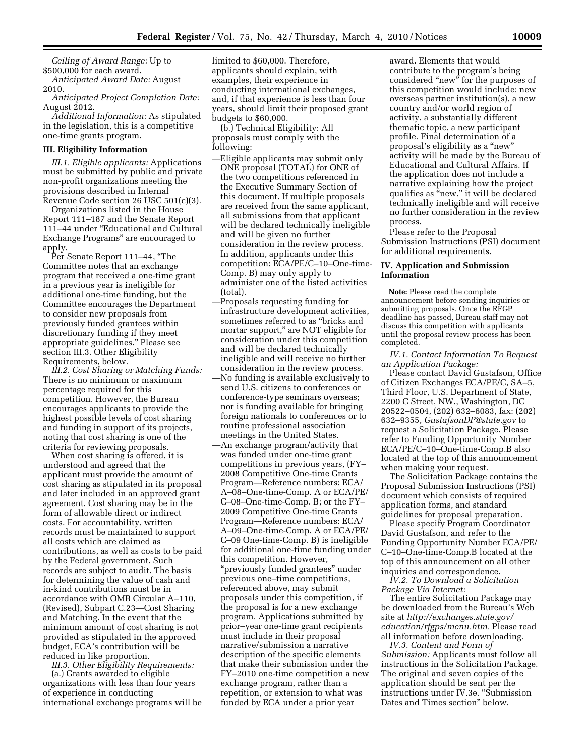*Ceiling of Award Range:* Up to $500,000 for each award.

*Anticipated Award Date:* August 2010.

*Anticipated Project Completion Date:* August 2012.

*Additional Information:* As stipulated in the legislation, this is a competitive one-time grants program.

### III. Eligibility Information

*III.1. Eligible applicants:* Applications must be submitted by public and private non-profit organizations meeting the provisions described in Internal Revenue Code section 26 USC 501(c)(3).

Organizations listed in the House Report 111–187 and the Senate Report 111–44 under "Educational and Cultural Exchange Programs" are encouraged to apply.

Per Senate Report 111–44, "The Committee notes that an exchange program that received a one-time grant in a previous year is ineligible for additional one-time funding, but the Committee encourages the Department to consider new proposals from previously funded grantees within discretionary funding if they meet appropriate guidelines." Please see section III.3. Other Eligibility Requirements, below.

*III.2. Cost Sharing or Matching Funds:* There is no minimum or maximum percentage required for this competition. However, the Bureau encourages applicants to provide the highest possible levels of cost sharing and funding in support of its projects, noting that cost sharing is one of the criteria for reviewing proposals.

When cost sharing is offered, it is understood and agreed that the applicant must provide the amount of cost sharing as stipulated in its proposal and later included in an approved grant agreement. Cost sharing may be in the form of allowable direct or indirect costs. For accountability, written records must be maintained to support all costs which are claimed as contributions, as well as costs to be paid by the Federal government. Such records are subject to audit. The basis for determining the value of cash and in-kind contributions must be in accordance with OMB Circular A–110, (Revised), Subpart C.23—Cost Sharing and Matching. In the event that the minimum amount of cost sharing is not provided as stipulated in the approved budget, ECA's contribution will be reduced in like proportion.

*III.3. Other Eligibility Requirements:*

(a.) Grants awarded to eligible organizations with less than four years of experience in conducting international exchange programs will be limited to $60,000. Therefore, applicants should explain, with examples, their experience in conducting international exchanges, and, if that experience is less than four years, should limit their proposed grant budgets to $60,000.

(b.) Technical Eligibility: All proposals must comply with the following:

—Eligible applicants may submit only ONE proposal (TOTAL) for ONE of the two competitions referenced in the Executive Summary Section of this document. If multiple proposals are received from the same applicant, all submissions from that applicant will be declared technically ineligible and will be given no further consideration in the review process. In addition, applicants under this competition: ECA/PE/C–10–One-time-Comp. B) may only apply to administer one of the listed activities (total).

—Proposals requesting funding for infrastructure development activities, sometimes referred to as "bricks and mortar support," are NOT eligible for consideration under this competition and will be declared technically ineligible and will receive no further consideration in the review process.

—No funding is available exclusively to send U.S. citizens to conferences or conference-type seminars overseas; nor is funding available for bringing foreign nationals to conferences or to routine professional association meetings in the United States.

—An exchange program/activity that was funded under one-time grant competitions in previous years, (FY–2008 Competitive One-time Grants Program—Reference numbers: ECA/A–08–One-time-Comp. A or ECA/PE/C–08–One-time-Comp. B; or the FY–2009 Competitive One-time Grants Program—Reference numbers: ECA/A–09–One-time-Comp. A or ECA/PE/C–09 One-time-Comp. B) is ineligible for additional one-time funding under this competition. However, "previously funded grantees" under previous one–time competitions, referenced above, may submit proposals under this competition, if the proposal is for a new exchange program. Applications submitted by prior–year one-time grant recipients must include in their proposal narrative/submission a narrative description of the specific elements that make their submission under the FY–2010 one-time competition a new exchange program, rather than a repetition, or extension to what was funded by ECA under a prior year award. Elements that would contribute to the program's being considered "new" for the purposes of this competition would include: new overseas partner institution(s), a new country and/or world region of activity, a substantially different thematic topic, a new participant profile. Final determination of a proposal's eligibility as a "new" activity will be made by the Bureau of Educational and Cultural Affairs. If the application does not include a narrative explaining how the project qualifies as "new," it will be declared technically ineligible and will receive no further consideration in the review process.

Please refer to the Proposal Submission Instructions (PSI) document for additional requirements.

### IV. Application and Submission Information

**Note:** Please read the complete announcement before sending inquiries or submitting proposals. Once the RFGP deadline has passed, Bureau staff may not discuss this competition with applicants until the proposal review process has been completed.

*IV.1. Contact Information To Request an Application Package:*

Please contact David Gustafson, Office of Citizen Exchanges ECA/PE/C, SA–5, Third Floor, U.S. Department of State, 2200 C Street, NW., Washington, DC 20522–0504, (202) 632–6083, fax: (202) 632–9355, *GustafsonDP@state.gov* to request a Solicitation Package. Please refer to Funding Opportunity Number ECA/PE/C–10–One-time-Comp.B also located at the top of this announcement when making your request.

The Solicitation Package contains the Proposal Submission Instructions (PSI) document which consists of required application forms, and standard guidelines for proposal preparation.

Please specify Program Coordinator David Gustafson, and refer to the Funding Opportunity Number ECA/PE/C–10–One-time-Comp.B located at the top of this announcement on all other inquiries and correspondence.

*IV.2. To Download a Solicitation Package Via Internet:*

The entire Solicitation Package may be downloaded from the Bureau's Web site at *http://exchanges.state.gov/education/rfgps/menu.htm.* Please read all information before downloading.

*IV.3. Content and Form of Submission:* Applicants must follow all instructions in the Solicitation Package. The original and seven copies of the application should be sent per the instructions under IV.3e. "Submission Dates and Times section" below.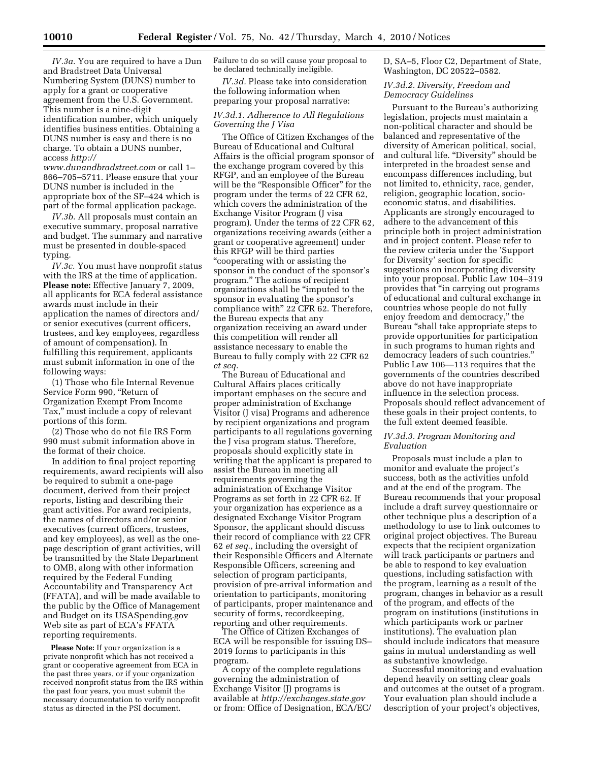*IV.3a.* You are required to have a Dun and Bradstreet Data Universal Numbering System (DUNS) number to apply for a grant or cooperative agreement from the U.S. Government. This number is a nine-digit identification number, which uniquely identifies business entities. Obtaining a DUNS number is easy and there is no charge. To obtain a DUNS number, access *http://www.dunandbradstreet.com* or call 1–866–705–5711. Please ensure that your DUNS number is included in the appropriate box of the SF–424 which is part of the formal application package.

*IV.3b.* All proposals must contain an executive summary, proposal narrative and budget. The summary and narrative must be presented in double-spaced typing.

*IV.3c.* You must have nonprofit status with the IRS at the time of application. **Please note:** Effective January 7, 2009, all applicants for ECA federal assistance awards must include in their application the names of directors and/or senior executives (current officers, trustees, and key employees, regardless of amount of compensation). In fulfilling this requirement, applicants must submit information in one of the following ways:

(1) Those who file Internal Revenue Service Form 990, "Return of Organization Exempt From Income Tax," must include a copy of relevant portions of this form.

(2) Those who do not file IRS Form 990 must submit information above in the format of their choice.

In addition to final project reporting requirements, award recipients will also be required to submit a one-page document, derived from their project reports, listing and describing their grant activities. For award recipients, the names of directors and/or senior executives (current officers, trustees, and key employees), as well as the one-page description of grant activities, will be transmitted by the State Department to OMB, along with other information required by the Federal Funding Accountability and Transparency Act (FFATA), and will be made available to the public by the Office of Management and Budget on its USASpending.gov Web site as part of ECA's FFATA reporting requirements.

**Please Note:** If your organization is a private nonprofit which has not received a grant or cooperative agreement from ECA in the past three years, or if your organization received nonprofit status from the IRS within the past four years, you must submit the necessary documentation to verify nonprofit status as directed in the PSI document. Failure to do so will cause your proposal to be declared technically ineligible.

*IV.3d.* Please take into consideration the following information when preparing your proposal narrative:

*IV.3d.1. Adherence to All Regulations Governing the J Visa*

The Office of Citizen Exchanges of the Bureau of Educational and Cultural Affairs is the official program sponsor of the exchange program covered by this RFGP, and an employee of the Bureau will be the "Responsible Officer" for the program under the terms of 22 CFR 62, which covers the administration of the Exchange Visitor Program (J visa program). Under the terms of 22 CFR 62, organizations receiving awards (either a grant or cooperative agreement) under this RFGP will be third parties "cooperating with or assisting the sponsor in the conduct of the sponsor's program." The actions of recipient organizations shall be "imputed to the sponsor in evaluating the sponsor's compliance with" 22 CFR 62. Therefore, the Bureau expects that any organization receiving an award under this competition will render all assistance necessary to enable the Bureau to fully comply with 22 CFR 62 *et seq.*

The Bureau of Educational and Cultural Affairs places critically important emphases on the secure and proper administration of Exchange Visitor (J visa) Programs and adherence by recipient organizations and program participants to all regulations governing the J visa program status. Therefore, proposals should explicitly state in writing that the applicant is prepared to assist the Bureau in meeting all requirements governing the administration of Exchange Visitor Programs as set forth in 22 CFR 62. If your organization has experience as a designated Exchange Visitor Program Sponsor, the applicant should discuss their record of compliance with 22 CFR 62 *et seq.,* including the oversight of their Responsible Officers and Alternate Responsible Officers, screening and selection of program participants, provision of pre-arrival information and orientation to participants, monitoring of participants, proper maintenance and security of forms, recordkeeping, reporting and other requirements.

The Office of Citizen Exchanges of ECA will be responsible for issuing DS–2019 forms to participants in this program.

A copy of the complete regulations governing the administration of Exchange Visitor (J) programs is available at *http://exchanges.state.gov* or from: Office of Designation, ECA/EC/D, SA–5, Floor C2, Department of State, Washington, DC 20522–0582.

*IV.3d.2. Diversity, Freedom and Democracy Guidelines*

Pursuant to the Bureau's authorizing legislation, projects must maintain a non-political character and should be balanced and representative of the diversity of American political, social, and cultural life. "Diversity" should be interpreted in the broadest sense and encompass differences including, but not limited to, ethnicity, race, gender, religion, geographic location, socio-economic status, and disabilities. Applicants are strongly encouraged to adhere to the advancement of this principle both in project administration and in project content. Please refer to the review criteria under the 'Support for Diversity' section for specific suggestions on incorporating diversity into your proposal. Public Law 104–319 provides that "in carrying out programs of educational and cultural exchange in countries whose people do not fully enjoy freedom and democracy," the Bureau "shall take appropriate steps to provide opportunities for participation in such programs to human rights and democracy leaders of such countries." Public Law 106—113 requires that the governments of the countries described above do not have inappropriate influence in the selection process. Proposals should reflect advancement of these goals in their project contents, to the full extent deemed feasible.

*IV.3d.3. Program Monitoring and Evaluation*

Proposals must include a plan to monitor and evaluate the project's success, both as the activities unfold and at the end of the program. The Bureau recommends that your proposal include a draft survey questionnaire or other technique plus a description of a methodology to use to link outcomes to original project objectives. The Bureau expects that the recipient organization will track participants or partners and be able to respond to key evaluation questions, including satisfaction with the program, learning as a result of the program, changes in behavior as a result of the program, and effects of the program on institutions (institutions in which participants work or partner institutions). The evaluation plan should include indicators that measure gains in mutual understanding as well as substantive knowledge.

Successful monitoring and evaluation depend heavily on setting clear goals and outcomes at the outset of a program. Your evaluation plan should include a description of your project's objectives,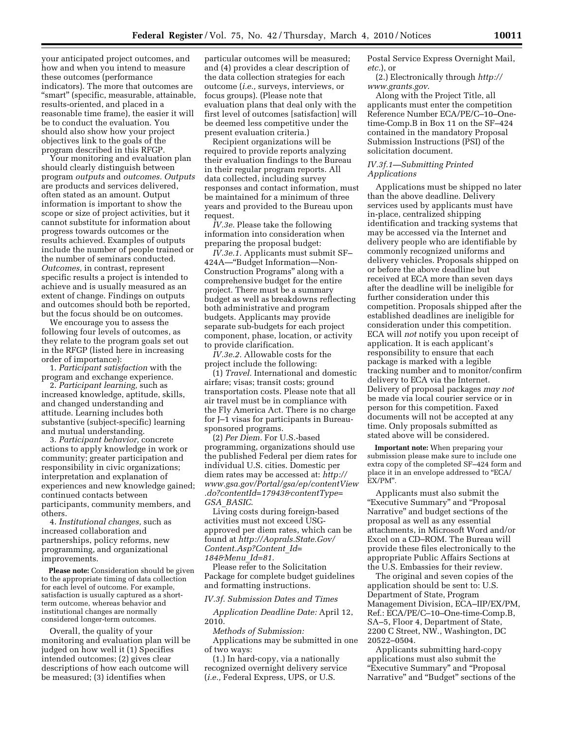your anticipated project outcomes, and how and when you intend to measure these outcomes (performance indicators). The more that outcomes are "smart" (specific, measurable, attainable, results-oriented, and placed in a reasonable time frame), the easier it will be to conduct the evaluation. You should also show how your project objectives link to the goals of the program described in this RFGP.

Your monitoring and evaluation plan should clearly distinguish between program *outputs* and *outcomes. Outputs* are products and services delivered, often stated as an amount. Output information is important to show the scope or size of project activities, but it cannot substitute for information about progress towards outcomes or the results achieved. Examples of outputs include the number of people trained or the number of seminars conducted. *Outcomes,* in contrast, represent specific results a project is intended to achieve and is usually measured as an extent of change. Findings on outputs and outcomes should both be reported, but the focus should be on outcomes.

We encourage you to assess the following four levels of outcomes, as they relate to the program goals set out in the RFGP (listed here in increasing order of importance):

1. *Participant satisfaction* with the program and exchange experience.
2. *Participant learning,* such as increased knowledge, aptitude, skills, and changed understanding and attitude. Learning includes both substantive (subject-specific) learning and mutual understanding.
3. *Participant behavior,* concrete actions to apply knowledge in work or community; greater participation and responsibility in civic organizations; interpretation and explanation of experiences and new knowledge gained; continued contacts between participants, community members, and others.
4. *Institutional changes,* such as increased collaboration and partnerships, policy reforms, new programming, and organizational improvements.

**Please note:** Consideration should be given to the appropriate timing of data collection for each level of outcome. For example, satisfaction is usually captured as a short-term outcome, whereas behavior and institutional changes are normally considered longer-term outcomes.

Overall, the quality of your monitoring and evaluation plan will be judged on how well it (1) Specifies intended outcomes; (2) gives clear descriptions of how each outcome will be measured; (3) identifies when particular outcomes will be measured; and (4) provides a clear description of the data collection strategies for each outcome (*i.e.,* surveys, interviews, or focus groups). (Please note that evaluation plans that deal only with the first level of outcomes [satisfaction] will be deemed less competitive under the present evaluation criteria.)

Recipient organizations will be required to provide reports analyzing their evaluation findings to the Bureau in their regular program reports. All data collected, including survey responses and contact information, must be maintained for a minimum of three years and provided to the Bureau upon request.

*IV.3e.* Please take the following information into consideration when preparing the proposal budget:

*IV.3e.1.* Applicants must submit SF–424A—"Budget Information—Non-Construction Programs" along with a comprehensive budget for the entire project. There must be a summary budget as well as breakdowns reflecting both administrative and program budgets. Applicants may provide separate sub-budgets for each project component, phase, location, or activity to provide clarification.

*IV.3e.2.* Allowable costs for the project include the following:

(1) *Travel.* International and domestic airfare; visas; transit costs; ground transportation costs. Please note that all air travel must be in compliance with the Fly America Act. There is no charge for J–1 visas for participants in Bureau-sponsored programs.

(2) *Per Diem.* For U.S.-based programming, organizations should use the published Federal per diem rates for individual U.S. cities. Domestic per diem rates may be accessed at: *http://www.gsa.gov/Portal/gsa/ep/contentView.do?contentId=17943&contentType=GSA_BASIC.*

Living costs during foreign-based activities must not exceed USG-approved per diem rates, which can be found at *http://Aoprals.State.Gov/Content.Asp?Content_Id=184&Menu_Id=81.*

Please refer to the Solicitation Package for complete budget guidelines and formatting instructions.

### *IV.3f. Submission Dates and Times*

*Application Deadline Date:* April 12, 2010.

*Methods of Submission:*

Applications may be submitted in one of two ways:

(1.) In hard-copy, via a nationally recognized overnight delivery service (*i.e.,* Federal Express, UPS, or U.S. Postal Service Express Overnight Mail, *etc.*), or

(2.) Electronically through *http://www.grants.gov.*

Along with the Project Title, all applicants must enter the competition Reference Number ECA/PE/C–10–One-time-Comp.B in Box 11 on the SF–424 contained in the mandatory Proposal Submission Instructions (PSI) of the solicitation document.

#### *IV.3f.1—Submitting Printed Applications*

Applications must be shipped no later than the above deadline. Delivery services used by applicants must have in-place, centralized shipping identification and tracking systems that may be accessed via the Internet and delivery people who are identifiable by commonly recognized uniforms and delivery vehicles. Proposals shipped on or before the above deadline but received at ECA more than seven days after the deadline will be ineligible for further consideration under this competition. Proposals shipped after the established deadlines are ineligible for consideration under this competition. ECA will *not* notify you upon receipt of application. It is each applicant's responsibility to ensure that each package is marked with a legible tracking number and to monitor/confirm delivery to ECA via the Internet. Delivery of proposal packages *may not* be made via local courier service or in person for this competition. Faxed documents will not be accepted at any time. Only proposals submitted as stated above will be considered.

**Important note:** When preparing your submission please make sure to include one extra copy of the completed SF–424 form and place it in an envelope addressed to "ECA/EX/PM".

Applicants must also submit the "Executive Summary" and "Proposal Narrative" and budget sections of the proposal as well as any essential attachments, in Microsoft Word and/or Excel on a CD–ROM. The Bureau will provide these files electronically to the appropriate Public Affairs Sections at the U.S. Embassies for their review.

The original and seven copies of the application should be sent to: U.S. Department of State, Program Management Division, ECA–IIP/EX/PM, Ref.: ECA/PE/C–10–One-time-Comp.B, SA–5, Floor 4, Department of State, 2200 C Street, NW., Washington, DC 20522–0504.

Applicants submitting hard-copy applications must also submit the "Executive Summary" and "Proposal Narrative" and "Budget" sections of the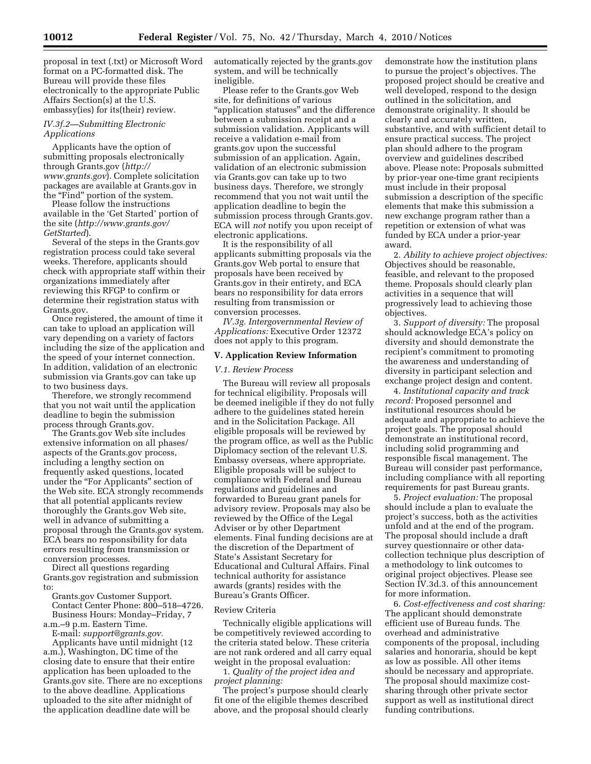proposal in text (.txt) or Microsoft Word format on a PC-formatted disk. The Bureau will provide these files electronically to the appropriate Public Affairs Section(s) at the U.S. embassy(ies) for its(their) review.

*IV.3f.2—Submitting Electronic Applications*

Applicants have the option of submitting proposals electronically through Grants.gov (*http://www.grants.gov*). Complete solicitation packages are available at Grants.gov in the "Find" portion of the system.

Please follow the instructions available in the 'Get Started' portion of the site (*http://www.grants.gov/GetStarted*).

Several of the steps in the Grants.gov registration process could take several weeks. Therefore, applicants should check with appropriate staff within their organizations immediately after reviewing this RFGP to confirm or determine their registration status with Grants.gov.

Once registered, the amount of time it can take to upload an application will vary depending on a variety of factors including the size of the application and the speed of your internet connection. In addition, validation of an electronic submission via Grants.gov can take up to two business days.

Therefore, we strongly recommend that you not wait until the application deadline to begin the submission process through Grants.gov.

The Grants.gov Web site includes extensive information on all phases/aspects of the Grants.gov process, including a lengthy section on frequently asked questions, located under the "For Applicants" section of the Web site. ECA strongly recommends that all potential applicants review thoroughly the Grants.gov Web site, well in advance of submitting a proposal through the Grants.gov system. ECA bears no responsibility for data errors resulting from transmission or conversion processes.

Direct all questions regarding Grants.gov registration and submission to:

Grants.gov Customer Support.
Contact Center Phone: 800–518–4726.
Business Hours: Monday–Friday, 7 a.m.–9 p.m. Eastern Time.
E-mail: *support@grants.gov.*

Applicants have until midnight (12 a.m.), Washington, DC time of the closing date to ensure that their entire application has been uploaded to the Grants.gov site. There are no exceptions to the above deadline. Applications uploaded to the site after midnight of the application deadline date will be automatically rejected by the grants.gov system, and will be technically ineligible.

Please refer to the Grants.gov Web site, for definitions of various "application statuses" and the difference between a submission receipt and a submission validation. Applicants will receive a validation e-mail from grants.gov upon the successful submission of an application. Again, validation of an electronic submission via Grants.gov can take up to two business days. Therefore, we strongly recommend that you not wait until the application deadline to begin the submission process through Grants.gov. ECA will *not* notify you upon receipt of electronic applications.

It is the responsibility of all applicants submitting proposals via the Grants.gov Web portal to ensure that proposals have been received by Grants.gov in their entirety, and ECA bears no responsibility for data errors resulting from transmission or conversion processes.

*IV.3g. Intergovernmental Review of Applications:* Executive Order 12372 does not apply to this program.

## V. Application Review Information

*V.1. Review Process*

The Bureau will review all proposals for technical eligibility. Proposals will be deemed ineligible if they do not fully adhere to the guidelines stated herein and in the Solicitation Package. All eligible proposals will be reviewed by the program office, as well as the Public Diplomacy section of the relevant U.S. Embassy overseas, where appropriate. Eligible proposals will be subject to compliance with Federal and Bureau regulations and guidelines and forwarded to Bureau grant panels for advisory review. Proposals may also be reviewed by the Office of the Legal Adviser or by other Department elements. Final funding decisions are at the discretion of the Department of State's Assistant Secretary for Educational and Cultural Affairs. Final technical authority for assistance awards (grants) resides with the Bureau's Grants Officer.

Review Criteria

Technically eligible applications will be competitively reviewed according to the criteria stated below. These criteria are not rank ordered and all carry equal weight in the proposal evaluation:

1. *Quality of the project idea and project planning:*

The project's purpose should clearly fit one of the eligible themes described above, and the proposal should clearly demonstrate how the institution plans to pursue the project's objectives. The proposed project should be creative and well developed, respond to the design outlined in the solicitation, and demonstrate originality. It should be clearly and accurately written, substantive, and with sufficient detail to ensure practical success. The project plan should adhere to the program overview and guidelines described above. Please note: Proposals submitted by prior-year one-time grant recipients must include in their proposal submission a description of the specific elements that make this submission a new exchange program rather than a repetition or extension of what was funded by ECA under a prior-year award.

2. *Ability to achieve project objectives:* Objectives should be reasonable, feasible, and relevant to the proposed theme. Proposals should clearly plan activities in a sequence that will progressively lead to achieving those objectives.

3. *Support of diversity:* The proposal should acknowledge ECA's policy on diversity and should demonstrate the recipient's commitment to promoting the awareness and understanding of diversity in participant selection and exchange project design and content.

4. *Institutional capacity and track record:* Proposed personnel and institutional resources should be adequate and appropriate to achieve the project goals. The proposal should demonstrate an institutional record, including solid programming and responsible fiscal management. The Bureau will consider past performance, including compliance with all reporting requirements for past Bureau grants.

5. *Project evaluation:* The proposal should include a plan to evaluate the project's success, both as the activities unfold and at the end of the program. The proposal should include a draft survey questionnaire or other data-collection technique plus description of a methodology to link outcomes to original project objectives. Please see Section IV.3d.3. of this announcement for more information.

6. *Cost-effectiveness and cost sharing:* The applicant should demonstrate efficient use of Bureau funds. The overhead and administrative components of the proposal, including salaries and honoraria, should be kept as low as possible. All other items should be necessary and appropriate. The proposal should maximize cost-sharing through other private sector support as well as institutional direct funding contributions.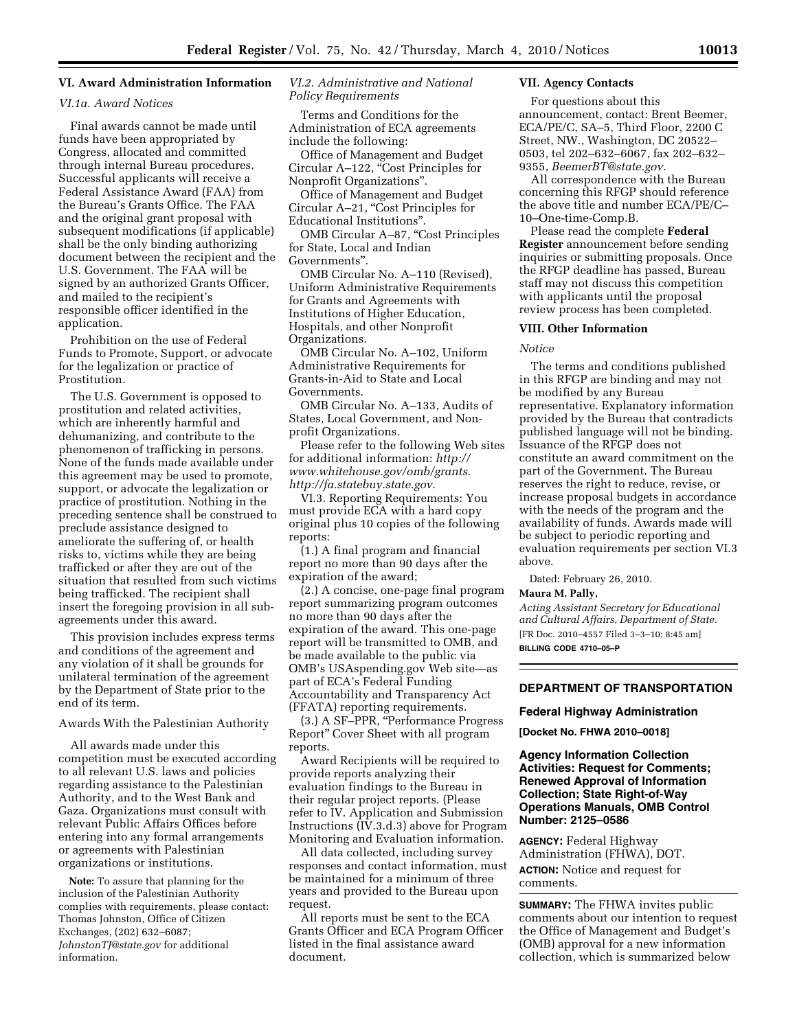## VI. Award Administration Information

### *VI.1a. Award Notices*

Final awards cannot be made until funds have been appropriated by Congress, allocated and committed through internal Bureau procedures. Successful applicants will receive a Federal Assistance Award (FAA) from the Bureau's Grants Office. The FAA and the original grant proposal with subsequent modifications (if applicable) shall be the only binding authorizing document between the recipient and the U.S. Government. The FAA will be signed by an authorized Grants Officer, and mailed to the recipient's responsible officer identified in the application.

Prohibition on the use of Federal Funds to Promote, Support, or advocate for the legalization or practice of Prostitution.

The U.S. Government is opposed to prostitution and related activities, which are inherently harmful and dehumanizing, and contribute to the phenomenon of trafficking in persons. None of the funds made available under this agreement may be used to promote, support, or advocate the legalization or practice of prostitution. Nothing in the preceding sentence shall be construed to preclude assistance designed to ameliorate the suffering of, or health risks to, victims while they are being trafficked or after they are out of the situation that resulted from such victims being trafficked. The recipient shall insert the foregoing provision in all sub-agreements under this award.

This provision includes express terms and conditions of the agreement and any violation of it shall be grounds for unilateral termination of the agreement by the Department of State prior to the end of its term.

Awards With the Palestinian Authority

All awards made under this competition must be executed according to all relevant U.S. laws and policies regarding assistance to the Palestinian Authority, and to the West Bank and Gaza. Organizations must consult with relevant Public Affairs Offices before entering into any formal arrangements or agreements with Palestinian organizations or institutions.

**Note:** To assure that planning for the inclusion of the Palestinian Authority complies with requirements, please contact: Thomas Johnston, Office of Citizen Exchanges, (202) 632–6087; *JohnstonTJ@state.gov* for additional information.

### *VI.2. Administrative and National Policy Requirements*

Terms and Conditions for the Administration of ECA agreements include the following:

Office of Management and Budget Circular A–122, "Cost Principles for Nonprofit Organizations".

Office of Management and Budget Circular A–21, "Cost Principles for Educational Institutions".

OMB Circular A–87, "Cost Principles for State, Local and Indian Governments".

OMB Circular No. A–110 (Revised), Uniform Administrative Requirements for Grants and Agreements with Institutions of Higher Education, Hospitals, and other Nonprofit Organizations.

OMB Circular No. A–102, Uniform Administrative Requirements for Grants-in-Aid to State and Local Governments.

OMB Circular No. A–133, Audits of States, Local Government, and Non-profit Organizations.

Please refer to the following Web sites for additional information: *http://www.whitehouse.gov/omb/grants. http://fa.statebuy.state.gov.*

VI.3. Reporting Requirements: You must provide ECA with a hard copy original plus 10 copies of the following reports:

(1.) A final program and financial report no more than 90 days after the expiration of the award;

(2.) A concise, one-page final program report summarizing program outcomes no more than 90 days after the expiration of the award. This one-page report will be transmitted to OMB, and be made available to the public via OMB's USAspending.gov Web site—as part of ECA's Federal Funding Accountability and Transparency Act (FFATA) reporting requirements.

(3.) A SF–PPR, "Performance Progress Report" Cover Sheet with all program reports.

Award Recipients will be required to provide reports analyzing their evaluation findings to the Bureau in their regular project reports. (Please refer to IV. Application and Submission Instructions (IV.3.d.3) above for Program Monitoring and Evaluation information.

All data collected, including survey responses and contact information, must be maintained for a minimum of three years and provided to the Bureau upon request.

All reports must be sent to the ECA Grants Officer and ECA Program Officer listed in the final assistance award document.

## VII. Agency Contacts

For questions about this announcement, contact: Brent Beemer, ECA/PE/C, SA–5, Third Floor, 2200 C Street, NW., Washington, DC 20522–0503, tel 202–632–6067, fax 202–632–9355, *BeemerBT@state.gov.*

All correspondence with the Bureau concerning this RFGP should reference the above title and number ECA/PE/C–10–One-time-Comp.B.

Please read the complete **Federal Register** announcement before sending inquiries or submitting proposals. Once the RFGP deadline has passed, Bureau staff may not discuss this competition with applicants until the proposal review process has been completed.

## VIII. Other Information

*Notice*

The terms and conditions published in this RFGP are binding and may not be modified by any Bureau representative. Explanatory information provided by the Bureau that contradicts published language will not be binding. Issuance of the RFGP does not constitute an award commitment on the part of the Government. The Bureau reserves the right to reduce, revise, or increase proposal budgets in accordance with the needs of the program and the availability of funds. Awards made will be subject to periodic reporting and evaluation requirements per section VI.3 above.

Dated: February 26, 2010.

**Maura M. Pally,**

*Acting Assistant Secretary for Educational and Cultural Affairs, Department of State.*

[FR Doc. 2010–4557 Filed 3–3–10; 8:45 am]

**BILLING CODE 4710–05–P**

---

# DEPARTMENT OF TRANSPORTATION

## Federal Highway Administration

**[Docket No. FHWA 2010–0018]**

## Agency Information Collection Activities: Request for Comments; Renewed Approval of Information Collection; State Right-of-Way Operations Manuals, OMB Control Number: 2125–0586

**AGENCY:** Federal Highway Administration (FHWA), DOT.

**ACTION:** Notice and request for comments.

**SUMMARY:** The FHWA invites public comments about our intention to request the Office of Management and Budget's (OMB) approval for a new information collection, which is summarized below